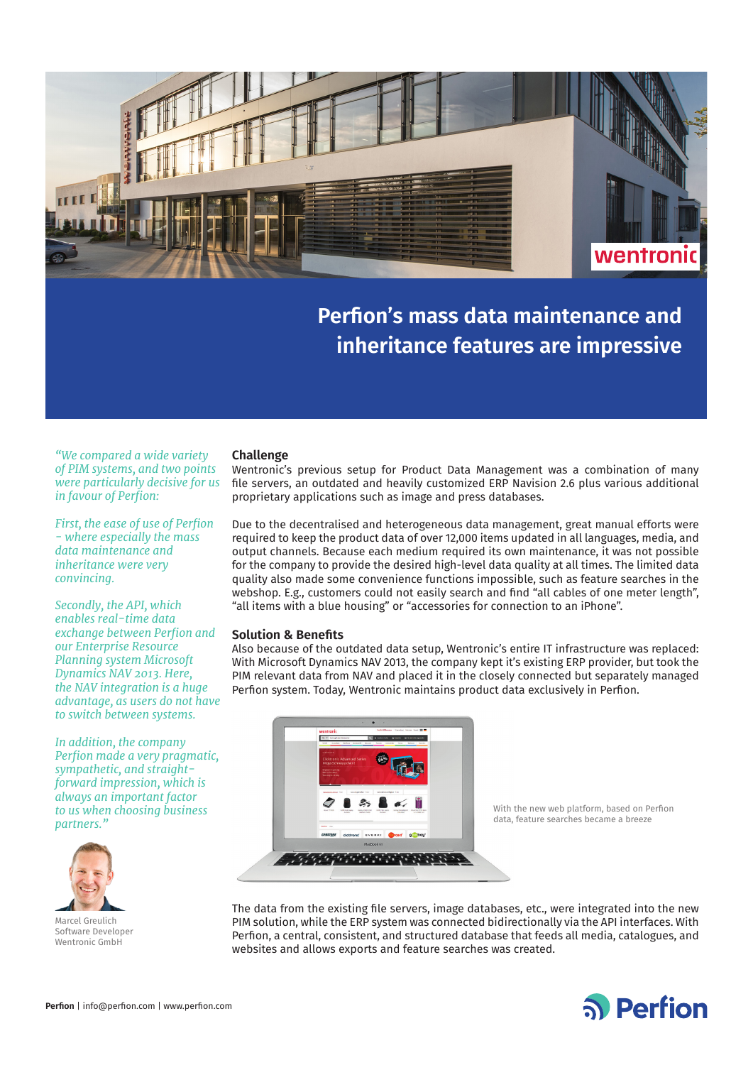# Perfion's mass data maintenance and inheritance features are impressive

*"We compared a wide variety of PIM systems, and two points were particularly decisive for us in favour of Perfion:*

*First, the ease of use of Perfion - where especially the mass data maintenance and inheritance were very convincing.*

*Secondly, the API, which enables real-time data exchange between Perfion and our Enterprise Resource Planning system Microsoft Dynamics NAV 2013. Here, the NAV integration is a huge advantage, as users do not have to switch between systems.*

*In addition, the company Perfion made a very pragmatic, sympathetic, and straight-forward impression, which is always an important factor to us when choosing business partners."*

Marcel Greulich
Software Developer
Wentronic GmbH

## Challenge

Wentronic's previous setup for Product Data Management was a combination of many file servers, an outdated and heavily customized ERP Navision 2.6 plus various additional proprietary applications such as image and press databases.

Due to the decentralised and heterogeneous data management, great manual efforts were required to keep the product data of over 12,000 items updated in all languages, media, and output channels. Because each medium required its own maintenance, it was not possible for the company to provide the desired high-level data quality at all times. The limited data quality also made some convenience functions impossible, such as feature searches in the webshop. E.g., customers could not easily search and find "all cables of one meter length", "all items with a blue housing" or "accessories for connection to an iPhone".

## Solution & Benefits

Also because of the outdated data setup, Wentronic's entire IT infrastructure was replaced: With Microsoft Dynamics NAV 2013, the company kept it's existing ERP provider, but took the PIM relevant data from NAV and placed it in the closely connected but separately managed Perfion system. Today, Wentronic maintains product data exclusively in Perfion.

With the new web platform, based on Perfion data, feature searches became a breeze

The data from the existing file servers, image databases, etc., were integrated into the new PIM solution, while the ERP system was connected bidirectionally via the API interfaces. With Perfion, a central, consistent, and structured database that feeds all media, catalogues, and websites and allows exports and feature searches was created.

**Perfion** | info@perfion.com | www.perfion.com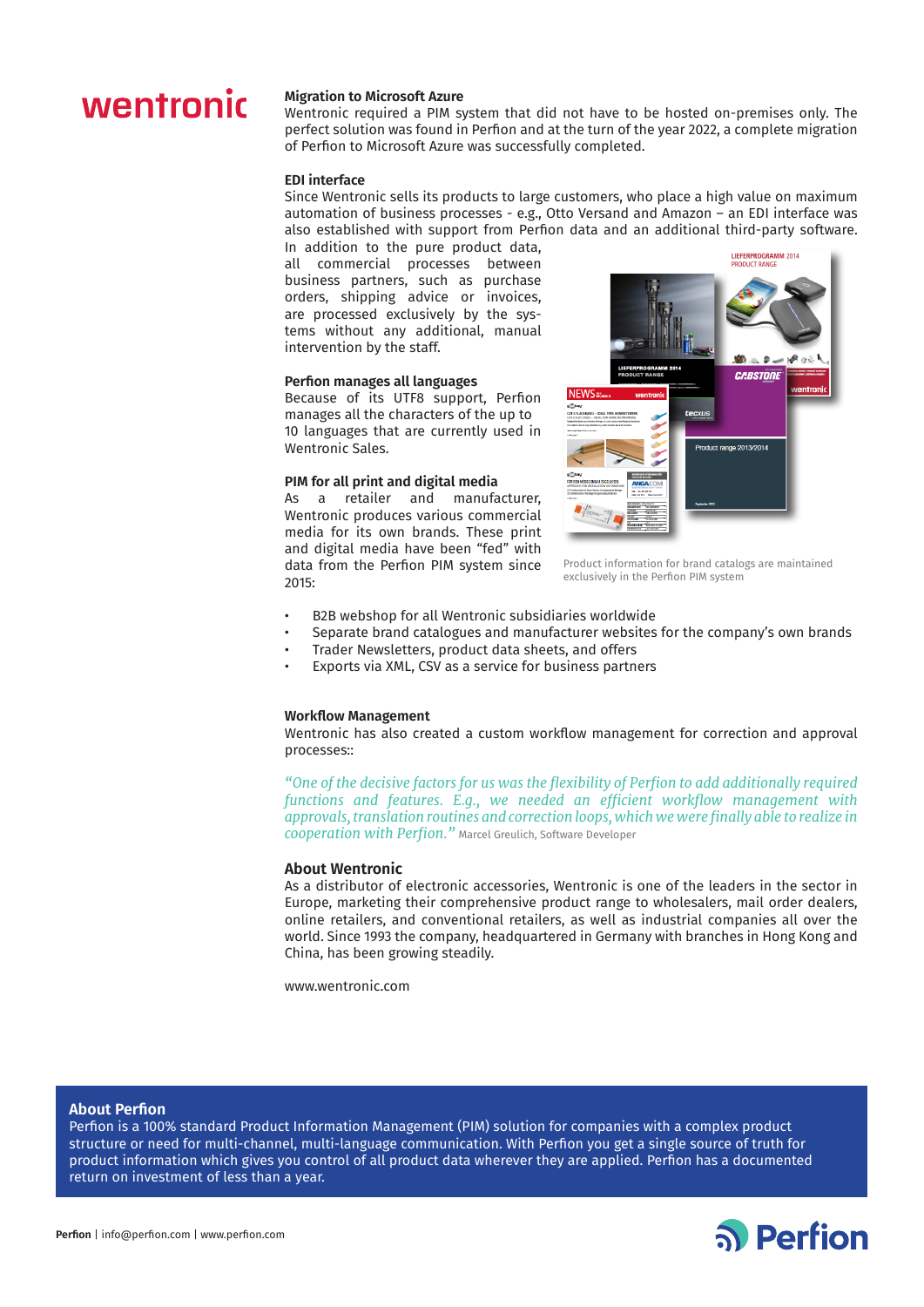wentronic

### Migration to Microsoft Azure

Wentronic required a PIM system that did not have to be hosted on-premises only. The perfect solution was found in Perfion and at the turn of the year 2022, a complete migration of Perfion to Microsoft Azure was successfully completed.

### EDI interface

Since Wentronic sells its products to large customers, who place a high value on maximum automation of business processes - e.g., Otto Versand and Amazon – an EDI interface was also established with support from Perfion data and an additional third-party software. In addition to the pure product data, all commercial processes between business partners, such as purchase orders, shipping advice or invoices, are processed exclusively by the systems without any additional, manual intervention by the staff.

### Perfion manages all languages

Because of its UTF8 support, Perfion manages all the characters of the up to 10 languages that are currently used in Wentronic Sales.

### PIM for all print and digital media

As a retailer and manufacturer, Wentronic produces various commercial media for its own brands. These print and digital media have been "fed" with data from the Perfion PIM system since 2015:

Product information for brand catalogs are maintained exclusively in the Perfion PIM system

- B2B webshop for all Wentronic subsidiaries worldwide
- Separate brand catalogues and manufacturer websites for the company's own brands
- Trader Newsletters, product data sheets, and offers
- Exports via XML, CSV as a service for business partners

### Workflow Management

Wentronic has also created a custom workflow management for correction and approval processes::

*"One of the decisive factors for us was the flexibility of Perfion to add additionally required functions and features. E.g., we needed an efficient workflow management with approvals, translation routines and correction loops, which we were finally able to realize in cooperation with Perfion."* Marcel Greulich, Software Developer

## About Wentronic

As a distributor of electronic accessories, Wentronic is one of the leaders in the sector in Europe, marketing their comprehensive product range to wholesalers, mail order dealers, online retailers, and conventional retailers, as well as industrial companies all over the world. Since 1993 the company, headquartered in Germany with branches in Hong Kong and China, has been growing steadily.

www.wentronic.com

## About Perfion

Perfion is a 100% standard Product Information Management (PIM) solution for companies with a complex product structure or need for multi-channel, multi-language communication. With Perfion you get a single source of truth for product information which gives you control of all product data wherever they are applied. Perfion has a documented return on investment of less than a year.

**Perfion** | info@perfion.com | www.perfion.com

Perfion